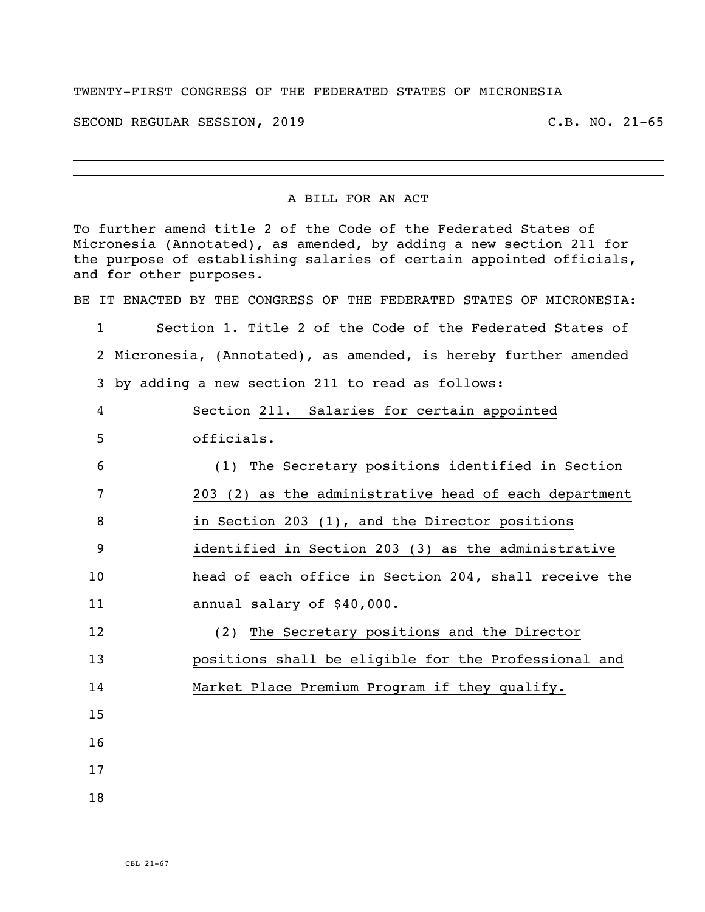TWENTY-FIRST CONGRESS OF THE FEDERATED STATES OF MICRONESIA

SECOND REGULAR SESSION, 2019 C.B. NO. 21-65

---

## A BILL FOR AN ACT

To further amend title 2 of the Code of the Federated States of Micronesia (Annotated), as amended, by adding a new section 211 for the purpose of establishing salaries of certain appointed officials, and for other purposes.

BE IT ENACTED BY THE CONGRESS OF THE FEDERATED STATES OF MICRONESIA:

1 Section 1. Title 2 of the Code of the Federated States of
2 Micronesia, (Annotated), as amended, is hereby further amended
3 by adding a new section 211 to read as follows:

4 Section 211. Salaries for certain appointed
5 officials.

6 (1) The Secretary positions identified in Section
7 203 (2) as the administrative head of each department
8 in Section 203 (1), and the Director positions
9 identified in Section 203 (3) as the administrative
10 head of each office in Section 204, shall receive the
11 annual salary of $40,000.

12 (2) The Secretary positions and the Director
13 positions shall be eligible for the Professional and
14 Market Place Premium Program if they qualify.

15

16

17

18

CBL 21-67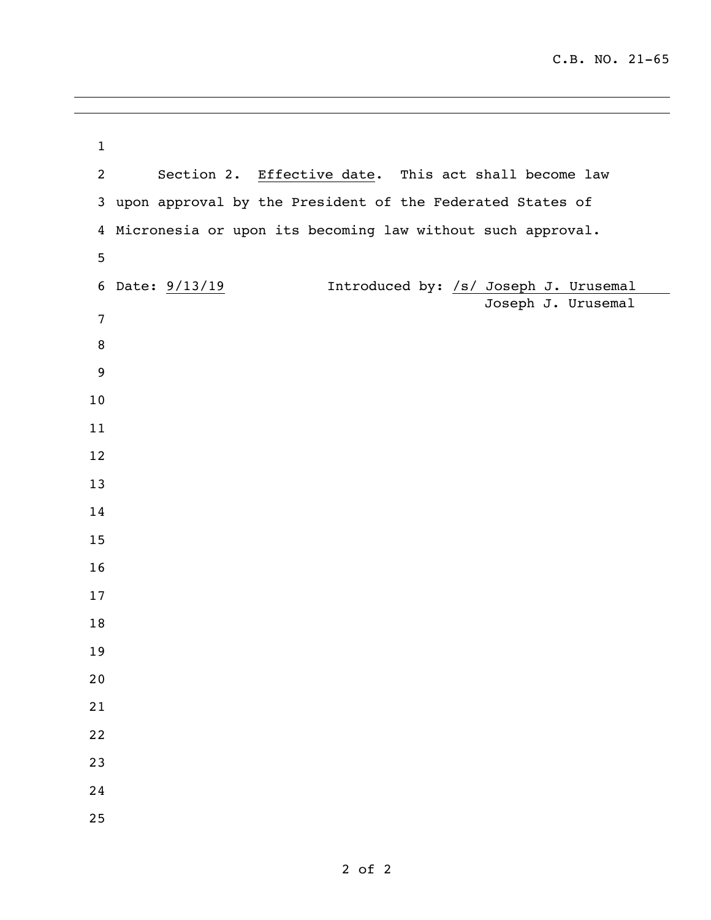Section 2. Effective date. This act shall become law upon approval by the President of the Federated States of Micronesia or upon its becoming law without such approval.

Date: 9/13/19 Introduced by: /s/ Joseph J. Urusemal

Joseph J. Urusemal